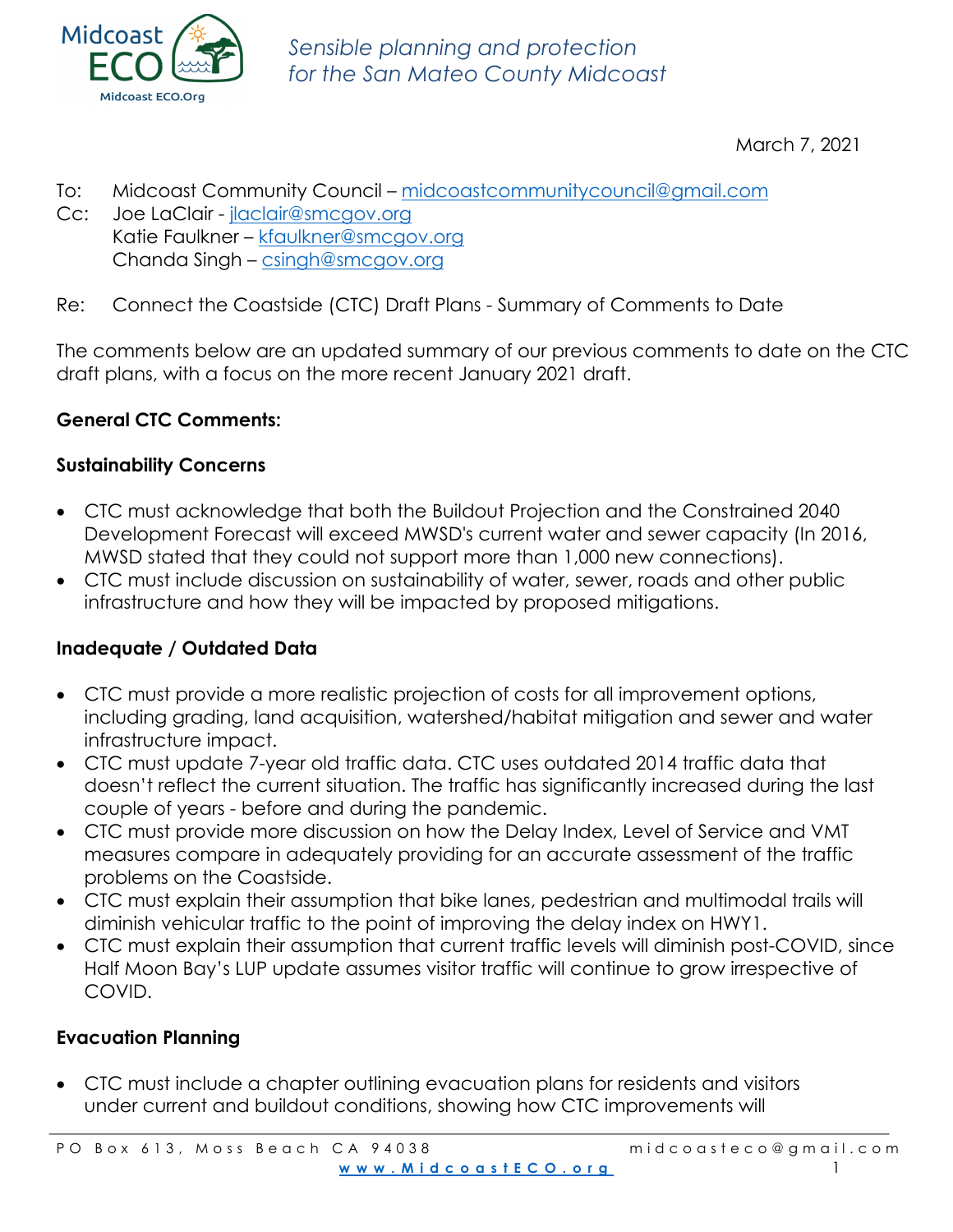Midcoast ECO

Midcoast ECO.Org

*Sensible planning and protection for the San Mateo County Midcoast*

March 7, 2021

To: Midcoast Community Council – midcoastcommunitycouncil@gmail.com
Cc: Joe LaClair - jlaclair@smcgov.org
Katie Faulkner – kfaulkner@smcgov.org
Chanda Singh – csingh@smcgov.org

Re: Connect the Coastside (CTC) Draft Plans - Summary of Comments to Date

The comments below are an updated summary of our previous comments to date on the CTC draft plans, with a focus on the more recent January 2021 draft.

**General CTC Comments:**

**Sustainability Concerns**

- CTC must acknowledge that both the Buildout Projection and the Constrained 2040 Development Forecast will exceed MWSD's current water and sewer capacity (In 2016, MWSD stated that they could not support more than 1,000 new connections).
- CTC must include discussion on sustainability of water, sewer, roads and other public infrastructure and how they will be impacted by proposed mitigations.

**Inadequate / Outdated Data**

- CTC must provide a more realistic projection of costs for all improvement options, including grading, land acquisition, watershed/habitat mitigation and sewer and water infrastructure impact.
- CTC must update 7-year old traffic data. CTC uses outdated 2014 traffic data that doesn't reflect the current situation. The traffic has significantly increased during the last couple of years - before and during the pandemic.
- CTC must provide more discussion on how the Delay Index, Level of Service and VMT measures compare in adequately providing for an accurate assessment of the traffic problems on the Coastside.
- CTC must explain their assumption that bike lanes, pedestrian and multimodal trails will diminish vehicular traffic to the point of improving the delay index on HWY1.
- CTC must explain their assumption that current traffic levels will diminish post-COVID, since Half Moon Bay's LUP update assumes visitor traffic will continue to grow irrespective of COVID.

**Evacuation Planning**

- CTC must include a chapter outlining evacuation plans for residents and visitors under current and buildout conditions, showing how CTC improvements will

PO Box 613, Moss Beach CA 94038 midcoasteco@gmail.com
www.MidcoastECO.org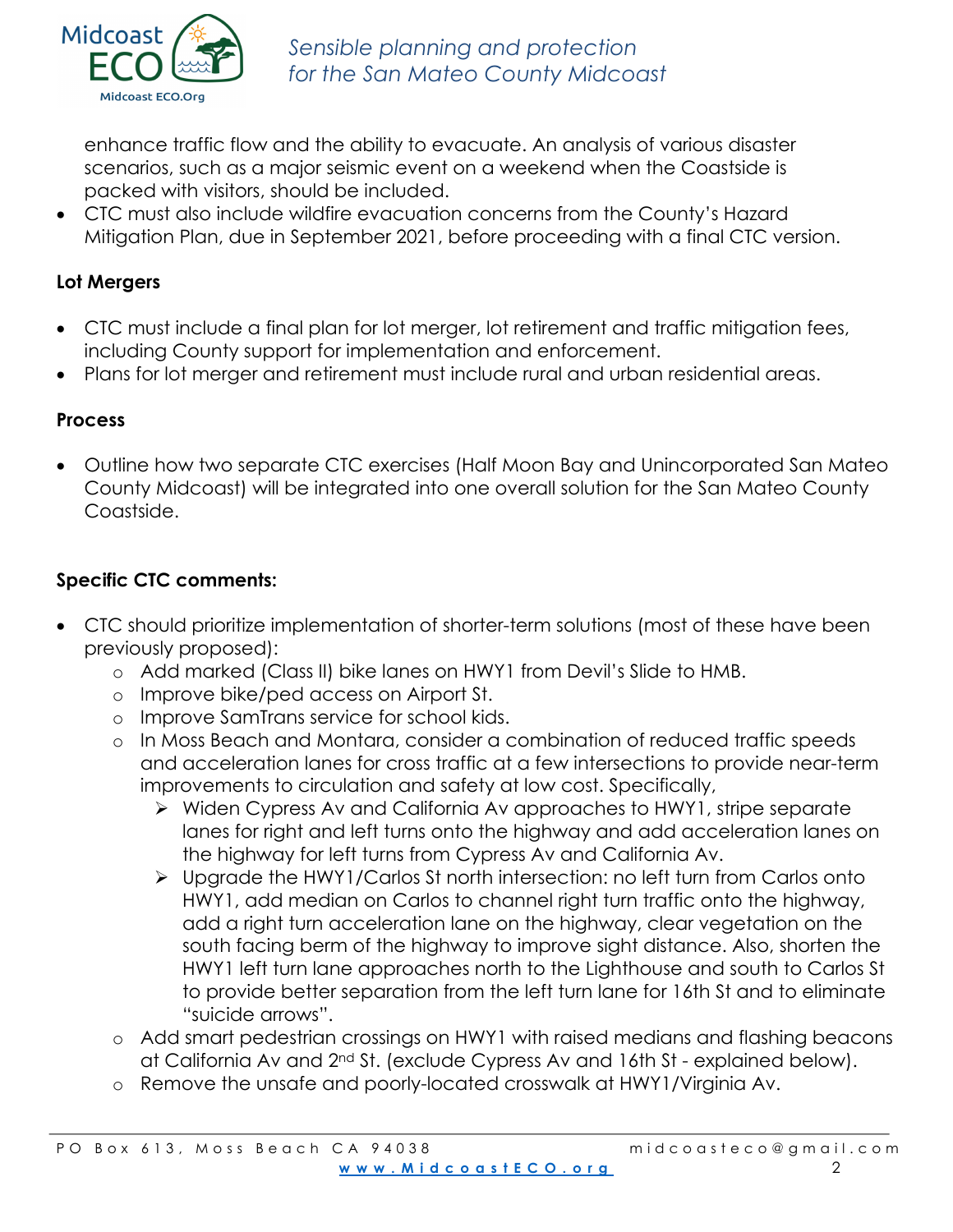enhance traffic flow and the ability to evacuate. An analysis of various disaster scenarios, such as a major seismic event on a weekend when the Coastside is packed with visitors, should be included.

- CTC must also include wildfire evacuation concerns from the County's Hazard Mitigation Plan, due in September 2021, before proceeding with a final CTC version.

**Lot Mergers**

- CTC must include a final plan for lot merger, lot retirement and traffic mitigation fees, including County support for implementation and enforcement.
- Plans for lot merger and retirement must include rural and urban residential areas.

**Process**

- Outline how two separate CTC exercises (Half Moon Bay and Unincorporated San Mateo County Midcoast) will be integrated into one overall solution for the San Mateo County Coastside.

**Specific CTC comments:**

- CTC should prioritize implementation of shorter-term solutions (most of these have been previously proposed):
  - Add marked (Class II) bike lanes on HWY1 from Devil's Slide to HMB.
  - Improve bike/ped access on Airport St.
  - Improve SamTrans service for school kids.
  - In Moss Beach and Montara, consider a combination of reduced traffic speeds and acceleration lanes for cross traffic at a few intersections to provide near-term improvements to circulation and safety at low cost. Specifically,
    - Widen Cypress Av and California Av approaches to HWY1, stripe separate lanes for right and left turns onto the highway and add acceleration lanes on the highway for left turns from Cypress Av and California Av.
    - Upgrade the HWY1/Carlos St north intersection: no left turn from Carlos onto HWY1, add median on Carlos to channel right turn traffic onto the highway, add a right turn acceleration lane on the highway, clear vegetation on the south facing berm of the highway to improve sight distance. Also, shorten the HWY1 left turn lane approaches north to the Lighthouse and south to Carlos St to provide better separation from the left turn lane for 16th St and to eliminate "suicide arrows".
  - Add smart pedestrian crossings on HWY1 with raised medians and flashing beacons at California Av and 2nd St. (exclude Cypress Av and 16th St - explained below).
  - Remove the unsafe and poorly-located crosswalk at HWY1/Virginia Av.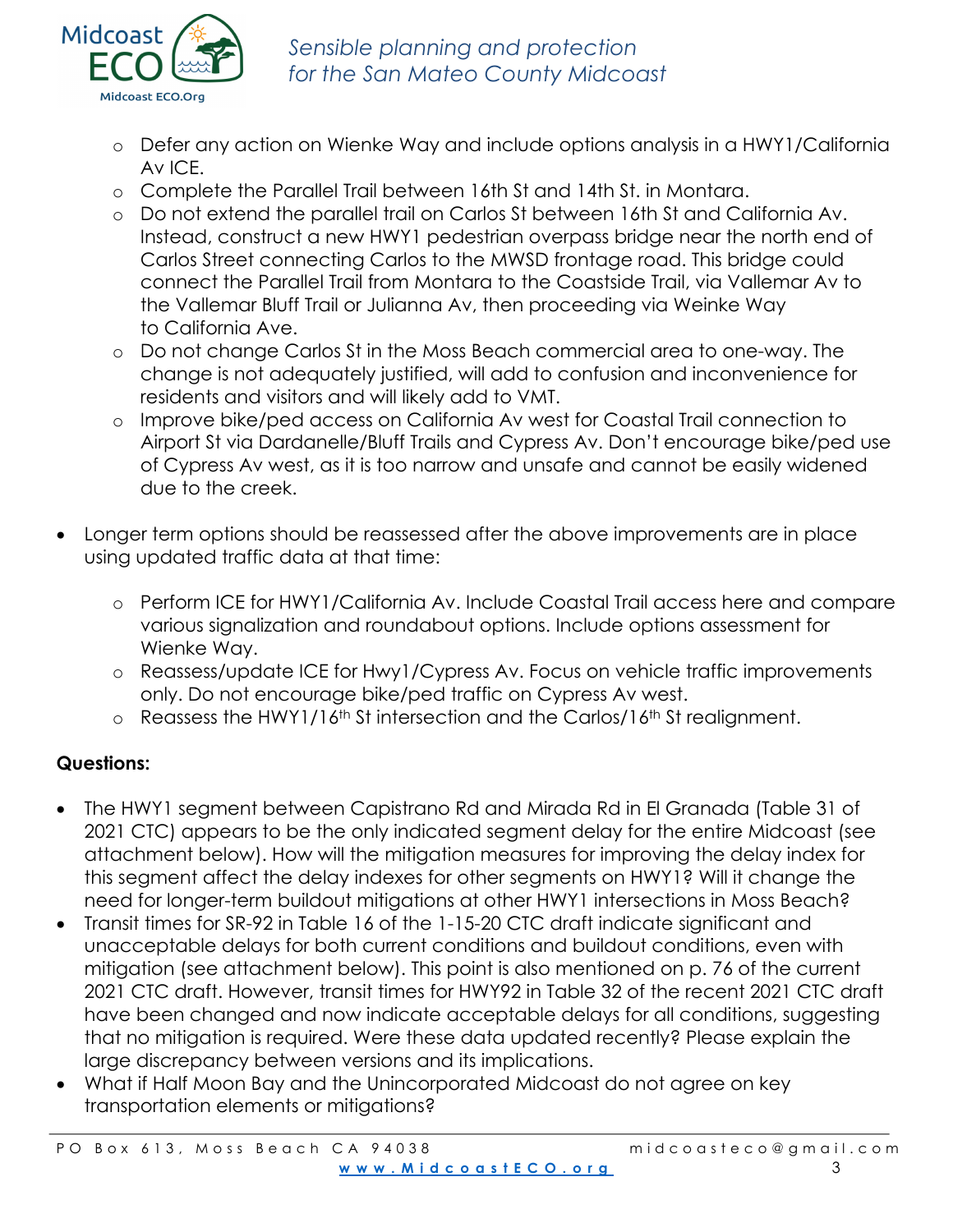- Defer any action on Wienke Way and include options analysis in a HWY1/California Av ICE.
- Complete the Parallel Trail between 16th St and 14th St. in Montara.
- Do not extend the parallel trail on Carlos St between 16th St and California Av. Instead, construct a new HWY1 pedestrian overpass bridge near the north end of Carlos Street connecting Carlos to the MWSD frontage road. This bridge could connect the Parallel Trail from Montara to the Coastside Trail, via Vallemar Av to the Vallemar Bluff Trail or Julianna Av, then proceeding via Weinke Way to California Ave.
- Do not change Carlos St in the Moss Beach commercial area to one-way. The change is not adequately justified, will add to confusion and inconvenience for residents and visitors and will likely add to VMT.
- Improve bike/ped access on California Av west for Coastal Trail connection to Airport St via Dardanelle/Bluff Trails and Cypress Av. Don't encourage bike/ped use of Cypress Av west, as it is too narrow and unsafe and cannot be easily widened due to the creek.

- Longer term options should be reassessed after the above improvements are in place using updated traffic data at that time:
  - Perform ICE for HWY1/California Av. Include Coastal Trail access here and compare various signalization and roundabout options. Include options assessment for Wienke Way.
  - Reassess/update ICE for Hwy1/Cypress Av. Focus on vehicle traffic improvements only. Do not encourage bike/ped traffic on Cypress Av west.
  - Reassess the HWY1/16th St intersection and the Carlos/16th St realignment.

**Questions:**

- The HWY1 segment between Capistrano Rd and Mirada Rd in El Granada (Table 31 of 2021 CTC) appears to be the only indicated segment delay for the entire Midcoast (see attachment below). How will the mitigation measures for improving the delay index for this segment affect the delay indexes for other segments on HWY1? Will it change the need for longer-term buildout mitigations at other HWY1 intersections in Moss Beach?
- Transit times for SR-92 in Table 16 of the 1-15-20 CTC draft indicate significant and unacceptable delays for both current conditions and buildout conditions, even with mitigation (see attachment below). This point is also mentioned on p. 76 of the current 2021 CTC draft. However, transit times for HWY92 in Table 32 of the recent 2021 CTC draft have been changed and now indicate acceptable delays for all conditions, suggesting that no mitigation is required. Were these data updated recently? Please explain the large discrepancy between versions and its implications.
- What if Half Moon Bay and the Unincorporated Midcoast do not agree on key transportation elements or mitigations?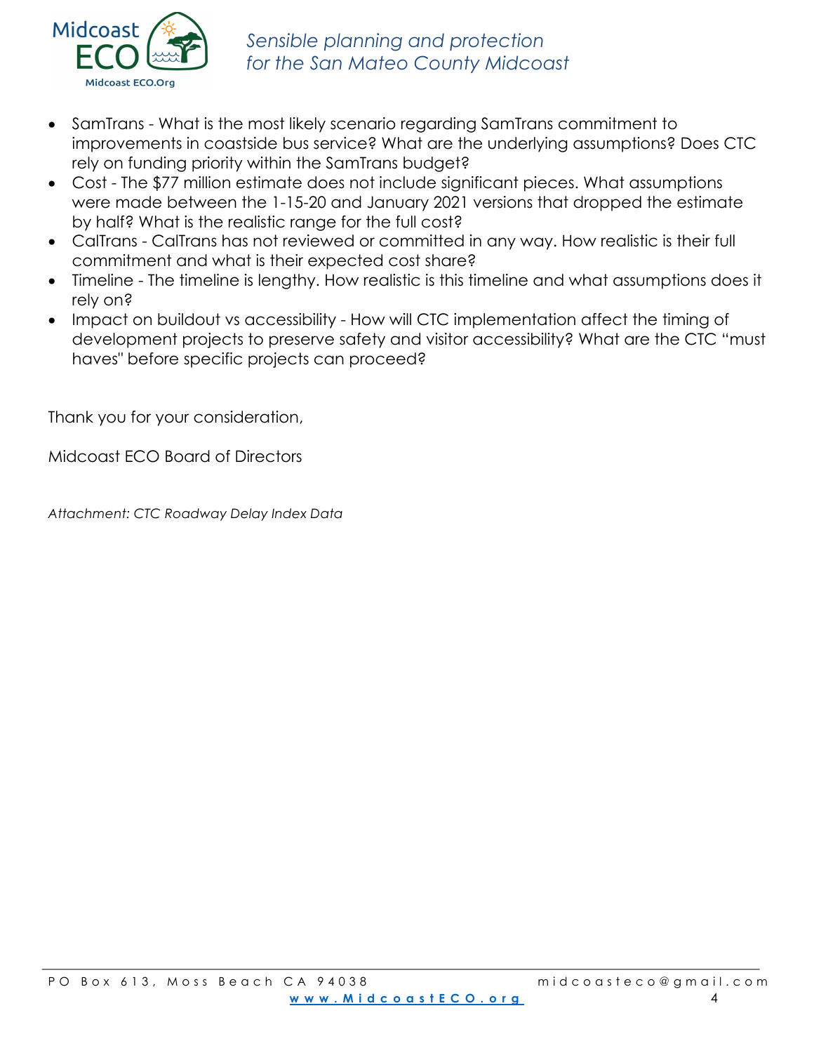- SamTrans - What is the most likely scenario regarding SamTrans commitment to improvements in coastside bus service? What are the underlying assumptions? Does CTC rely on funding priority within the SamTrans budget?
- Cost - The $77 million estimate does not include significant pieces. What assumptions were made between the 1-15-20 and January 2021 versions that dropped the estimate by half? What is the realistic range for the full cost?
- CalTrans - CalTrans has not reviewed or committed in any way. How realistic is their full commitment and what is their expected cost share?
- Timeline - The timeline is lengthy. How realistic is this timeline and what assumptions does it rely on?
- Impact on buildout vs accessibility - How will CTC implementation affect the timing of development projects to preserve safety and visitor accessibility? What are the CTC "must haves" before specific projects can proceed?

Thank you for your consideration,

Midcoast ECO Board of Directors

*Attachment: CTC Roadway Delay Index Data*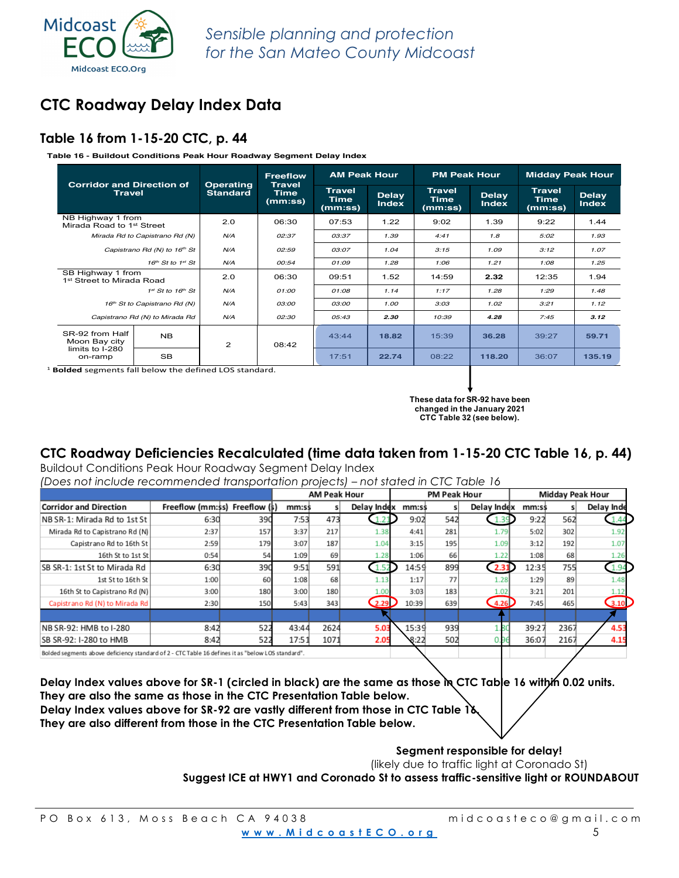Midcoast ECO

Midcoast ECO.Org

*Sensible planning and protection for the San Mateo County Midcoast*

# CTC Roadway Delay Index Data

## Table 16 from 1-15-20 CTC, p. 44

**Table 16 - Buildout Conditions Peak Hour Roadway Segment Delay Index**

| Corridor and Direction of Travel | | Operating Standard | Freeflow Travel Time (mm:ss) | AM Peak Hour | | PM Peak Hour | | Midday Peak Hour | |
|---|---|---|---|---|---|---|---|---|---|
| | | | | Travel Time (mm:ss) | Delay Index | Travel Time (mm:ss) | Delay Index | Travel Time (mm:ss) | Delay Index |
| NB Highway 1 from Mirada Road to 1st Street | | 2.0 | 06:30 | 07:53 | 1.22 | 9:02 | 1.39 | 9:22 | 1.44 |
| *Mirada Rd to Capistrano Rd (N)* | | *N/A* | *02:37* | *03:37* | *1.39* | *4:41* | *1.8* | *5:02* | *1.93* |
| *Capistrano Rd (N) to 16th St* | | *N/A* | *02:59* | *03:07* | *1.04* | *3:15* | *1.09* | *3:12* | *1.07* |
| *16th St to 1st St* | | *N/A* | *00:54* | *01:09* | *1.28* | *1:06* | *1.21* | *1:08* | *1.25* |
| SB Highway 1 from 1st Street to Mirada Road | | 2.0 | 06:30 | 09:51 | 1.52 | 14:59 | **2.32** | 12:35 | 1.94 |
| *1st St to 16th St* | | *N/A* | *01:00* | *01:08* | *1.14* | *1:17* | *1.28* | *1:29* | *1.48* |
| *16th St to Capistrano Rd (N)* | | *N/A* | *03:00* | *03:00* | *1.00* | *3:03* | *1.02* | *3:21* | *1.12* |
| *Capistrano Rd (N) to Mirada Rd* | | *N/A* | *02:30* | *05:43* | ***2.30*** | *10:39* | ***4.28*** | *7:45* | ***3.12*** |
| SR-92 from Half Moon Bay city limits to I-280 on-ramp | NB | 2 | 08:42 | 43:44 | **18.82** | 15:39 | **36.28** | 39:27 | **59.71** |
| | SB | | | 17:51 | **22.74** | 08:22 | **118.20** | 36:07 | **135.19** |

[1] **Bolded** segments fall below the defined LOS standard.

**These data for SR-92 have been changed in the January 2021 CTC Table 32 (see below).**

## CTC Roadway Deficiencies Recalculated (time data taken from 1-15-20 CTC Table 16, p. 44)

Buildout Conditions Peak Hour Roadway Segment Delay Index

*(Does not include recommended transportation projects) – not stated in CTC Table 16*

| Corridor and Direction | Freeflow (mm:ss) | Freeflow (s) | AM Peak Hour mm:ss | AM s | AM Delay Index | PM Peak Hour mm:ss | PM s | PM Delay Index | Midday Peak Hour mm:ss | Midday s | Midday Delay Index |
|---|---|---|---|---|---|---|---|---|---|---|---|
| NB SR-1: Mirada Rd to 1st St | 6:30 | 390 | 7:53 | 473 | 1.21 | 9:02 | 542 | 1.39 | 9:22 | 562 | 1.44 |
| Mirada Rd to Capistrano Rd (N) | 2:37 | 157 | 3:37 | 217 | 1.38 | 4:41 | 281 | 1.79 | 5:02 | 302 | 1.92 |
| Capistrano Rd to 16th St | 2:59 | 179 | 3:07 | 187 | 1.04 | 3:15 | 195 | 1.09 | 3:12 | 192 | 1.07 |
| 16th St to 1st St | 0:54 | 54 | 1:09 | 69 | 1.28 | 1:06 | 66 | 1.22 | 1:08 | 68 | 1.26 |
| SB SR-1: 1st St to Mirada Rd | 6:30 | 390 | 9:51 | 591 | 1.52 | 14:59 | 899 | 2.31 | 12:35 | 755 | 1.94 |
| 1st St to 16th St | 1:00 | 60 | 1:08 | 68 | 1.13 | 1:17 | 77 | 1.28 | 1:29 | 89 | 1.48 |
| 16th St to Capistrano Rd (N) | 3:00 | 180 | 3:00 | 180 | 1.00 | 3:03 | 183 | 1.02 | 3:21 | 201 | 1.12 |
| Capistrano Rd (N) to Mirada Rd | 2:30 | 150 | 5:43 | 343 | 2.29 | 10:39 | 639 | 4.26 | 7:45 | 465 | 3.10 |
| | | | | | | | | | | | |
| NB SR-92: HMB to I-280 | 8:42 | 522 | 43:44 | 2624 | **5.03** | 15:39 | 939 | 1.80 | 39:27 | 2367 | **4.53** |
| SB SR-92: I-280 to HMB | 8:42 | 522 | 17:51 | 1071 | **2.05** | 8:22 | 502 | 0.96 | 36:07 | 2167 | **4.15** |

Bolded segments above deficiency standard of 2 - CTC Table 16 defines it as "below LOS standard".

**Delay Index values above for SR-1 (circled in black) are the same as those in CTC Table 16 within 0.02 units. They are also the same as those in the CTC Presentation Table below. Delay Index values above for SR-92 are vastly different from those in CTC Table 16. They are also different from those in the CTC Presentation Table below.**

**Segment responsible for delay!**

(likely due to traffic light at Coronado St)

**Suggest ICE at HWY1 and Coronado St to assess traffic-sensitive light or ROUNDABOUT**

PO Box 613, Moss Beach CA 94038 midcoasteco@gmail.com www.MidcoastECO.org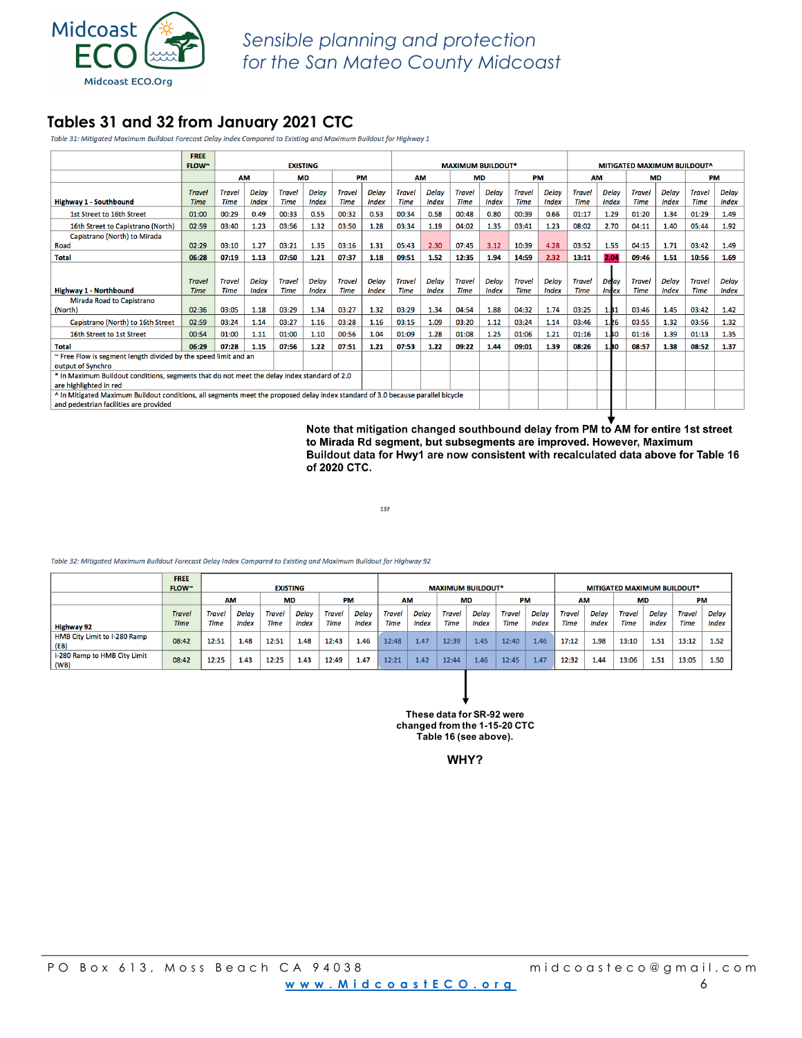Midcoast ECO

*Sensible planning and protection for the San Mateo County Midcoast*

## Tables 31 and 32 from January 2021 CTC

*Table 31: Mitigated Maximum Buildout Forecast Delay Index Compared to Existing and Maximum Buildout for Highway 1*

| | FREE FLOW~ | EXISTING | | | | | | MAXIMUM BUILDOUT* | | | | | | MITIGATED MAXIMUM BUILDOUT^ | | | | | |
|---|---|---|---|---|---|---|---|---|---|---|---|---|---|---|---|---|---|---|---|
| | | AM | | MD | | PM | | AM | | MD | | PM | | AM | | MD | | PM | |
| **Highway 1 - Southbound** | *Travel Time* | *Travel Time* | *Delay Index* | *Travel Time* | *Delay Index* | *Travel Time* | *Delay Index* | *Travel Time* | *Delay Index* | *Travel Time* | *Delay Index* | *Travel Time* | *Delay Index* | *Travel Time* | *Delay Index* | *Travel Time* | *Delay Index* | *Travel Time* | *Delay Index* |
| 1st Street to 16th Street | 01:00 | 00:29 | 0.49 | 00:33 | 0.55 | 00:32 | 0.53 | 00:34 | 0.58 | 00:48 | 0.80 | 00:39 | 0.66 | 01:17 | 1.29 | 01:20 | 1.34 | 01:29 | 1.49 |
| 16th Street to Capistrano (North) | 02:59 | 03:40 | 1.23 | 03:56 | 1.32 | 03:50 | 1.28 | 03:34 | 1.19 | 04:02 | 1.35 | 03:41 | 1.23 | 08:02 | 2.70 | 04:11 | 1.40 | 05:44 | 1.92 |
| Capistrano (North) to Mirada Road | 02:29 | 03:10 | 1.27 | 03:21 | 1.35 | 03:16 | 1.31 | 05:43 | 2.30 | 07:45 | 3.12 | 10:39 | 4.28 | 03:52 | 1.55 | 04:15 | 1.71 | 03:42 | 1.49 |
| **Total** | **06:28** | **07:19** | **1.13** | **07:50** | **1.21** | **07:37** | **1.18** | **09:51** | **1.52** | **12:35** | **1.94** | **14:59** | **2.32** | **13:11** | **2.04** | **09:46** | **1.51** | **10:56** | **1.69** |
| **Highway 1 - Northbound** | *Travel Time* | *Travel Time* | *Delay Index* | *Travel Time* | *Delay Index* | *Travel Time* | *Delay Index* | *Travel Time* | *Delay Index* | *Travel Time* | *Delay Index* | *Travel Time* | *Delay Index* | *Travel Time* | *Delay Index* | *Travel Time* | *Delay Index* | *Travel Time* | *Delay Index* |
| Mirada Road to Capistrano (North) | 02:36 | 03:05 | 1.18 | 03:29 | 1.34 | 03:27 | 1.32 | 03:29 | 1.34 | 04:54 | 1.88 | 04:32 | 1.74 | 03:25 | 1.31 | 03:46 | 1.45 | 03:42 | 1.42 |
| Capistrano (North) to 16th Street | 02:59 | 03:24 | 1.14 | 03:27 | 1.16 | 03:28 | 1.16 | 03:15 | 1.09 | 03:20 | 1.12 | 03:24 | 1.14 | 03:46 | 1.26 | 03:55 | 1.32 | 03:56 | 1.32 |
| 16th Street to 1st Street | 00:54 | 01:00 | 1.11 | 01:00 | 1.10 | 00:56 | 1.04 | 01:09 | 1.28 | 01:08 | 1.25 | 01:06 | 1.21 | 01:16 | 1.40 | 01:16 | 1.39 | 01:13 | 1.35 |
| **Total** | **06:29** | **07:28** | **1.15** | **07:56** | **1.22** | **07:51** | **1.21** | **07:53** | **1.22** | **09:22** | **1.44** | **09:01** | **1.39** | **08:26** | **1.30** | **08:57** | **1.38** | **08:52** | **1.37** |

~ Free Flow is segment length divided by the speed limit and an output of Synchro

* In Maximum Buildout conditions, segments that do not meet the delay index standard of 2.0 are highlighted in red

^ In Mitigated Maximum Buildout conditions, all segments meet the proposed delay index standard of 3.0 because parallel bicycle and pedestrian facilities are provided

**Note that mitigation changed southbound delay from PM to AM for entire 1st street to Mirada Rd segment, but subsegments are improved. However, Maximum Buildout data for Hwy1 are now consistent with recalculated data above for Table 16 of 2020 CTC.**

*Table 32: Mitigated Maximum Buildout Forecast Delay Index Compared to Existing and Maximum Buildout for Highway 92*

| | FREE FLOW~ | EXISTING | | | | | | MAXIMUM BUILDOUT* | | | | | | MITIGATED MAXIMUM BUILDOUT* | | | | | |
|---|---|---|---|---|---|---|---|---|---|---|---|---|---|---|---|---|---|---|---|
| | | AM | | MD | | PM | | AM | | MD | | PM | | AM | | MD | | PM | |
| **Highway 92** | *Travel Time* | *Travel Time* | *Delay Index* | *Travel Time* | *Delay Index* | *Travel Time* | *Delay Index* | *Travel Time* | *Delay Index* | *Travel Time* | *Delay Index* | *Travel Time* | *Delay Index* | *Travel Time* | *Delay Index* | *Travel Time* | *Delay Index* | *Travel Time* | *Delay Index* |
| HMB City Limit to I-280 Ramp (EB) | 08:42 | 12:51 | 1.48 | 12:51 | 1.48 | 12:43 | 1.46 | 12:48 | 1.47 | 12:39 | 1.45 | 12:40 | 1.46 | 17:12 | 1.98 | 13:10 | 1.51 | 13:12 | 1.52 |
| I-280 Ramp to HMB City Limit (WB) | 08:42 | 12:25 | 1.43 | 12:25 | 1.43 | 12:49 | 1.47 | 12:21 | 1.42 | 12:44 | 1.46 | 12:45 | 1.47 | 12:32 | 1.44 | 13:06 | 1.51 | 13:05 | 1.50 |

**These data for SR-92 were changed from the 1-15-20 CTC Table 16 (see above).**

**WHY?**

PO Box 613, Moss Beach CA 94038 midcoasteco@gmail.com
www.MidcoastECO.org